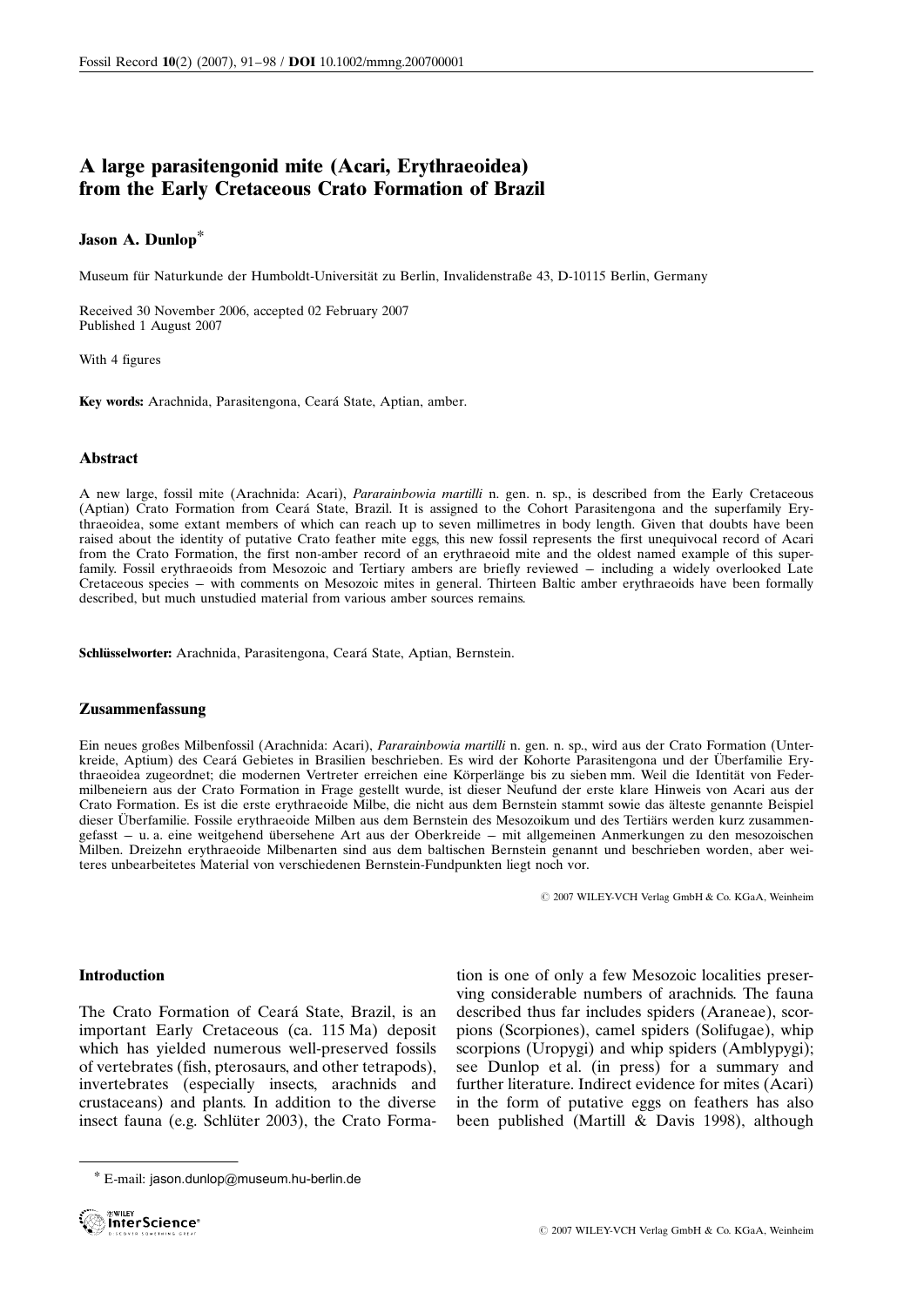# A large parasitengonid mite (Acari, Erythraeoidea) from the Early Cretaceous Crato Formation of Brazil

**Jason A. Dunlop***

Museum für Naturkunde der Humboldt-Universität zu Berlin, Invalidenstraße 43, D-10115 Berlin, Germany

Received 30 November 2006, accepted 02 February 2007
Published 1 August 2007

With 4 figures

**Key words:** Arachnida, Parasitengona, Ceará State, Aptian, amber.

## Abstract

A new large, fossil mite (Arachnida: Acari), *Pararainbowia martilli* n. gen. n. sp., is described from the Early Cretaceous (Aptian) Crato Formation from Ceará State, Brazil. It is assigned to the Cohort Parasitengona and the superfamily Erythraeoidea, some extant members of which can reach up to seven millimetres in body length. Given that doubts have been raised about the identity of putative Crato feather mite eggs, this new fossil represents the first unequivocal record of Acari from the Crato Formation, the first non-amber record of an erythraeoid mite and the oldest named example of this superfamily. Fossil erythraeoids from Mesozoic and Tertiary ambers are briefly reviewed – including a widely overlooked Late Cretaceous species – with comments on Mesozoic mites in general. Thirteen Baltic amber erythraeoids have been formally described, but much unstudied material from various amber sources remains.

**Schlüsselworter:** Arachnida, Parasitengona, Ceará State, Aptian, Bernstein.

## Zusammenfassung

Ein neues großes Milbenfossil (Arachnida: Acari), *Pararainbowia martilli* n. gen. n. sp., wird aus der Crato Formation (Unterkreide, Aptium) des Ceará Gebietes in Brasilien beschrieben. Es wird der Kohorte Parasitengona und der Überfamilie Erythraeoidea zugeordnet; die modernen Vertreter erreichen eine Körperlänge bis zu sieben mm. Weil die Identität von Federmilbeneiern aus der Crato Formation in Frage gestellt wurde, ist dieser Neufund der erste klare Hinweis von Acari aus der Crato Formation. Es ist die erste erythraeoide Milbe, die nicht aus dem Bernstein stammt sowie das älteste genannte Beispiel dieser Überfamilie. Fossile erythraeoide Milben aus dem Bernstein des Mesozoikum und des Tertiärs werden kurz zusammengefasst – u. a. eine weitgehend übersehene Art aus der Oberkreide – mit allgemeinen Anmerkungen zu den mesozoischen Milben. Dreizehn erythraeoide Milbenarten sind aus dem baltischen Bernstein genannt und beschrieben worden, aber weiteres unbearbeitetes Material von verschiedenen Bernstein-Fundpunkten liegt noch vor.

© 2007 WILEY-VCH Verlag GmbH & Co. KGaA, Weinheim

## Introduction

The Crato Formation of Ceará State, Brazil, is an important Early Cretaceous (ca. 115 Ma) deposit which has yielded numerous well-preserved fossils of vertebrates (fish, pterosaurs, and other tetrapods), invertebrates (especially insects, arachnids and crustaceans) and plants. In addition to the diverse insect fauna (e.g. Schlüter 2003), the Crato Formation is one of only a few Mesozoic localities preserving considerable numbers of arachnids. The fauna described thus far includes spiders (Araneae), scorpions (Scorpiones), camel spiders (Solifugae), whip scorpions (Uropygi) and whip spiders (Amblypygi); see Dunlop et al. (in press) for a summary and further literature. Indirect evidence for mites (Acari) in the form of putative eggs on feathers has also been published (Martill & Davis 1998), although

* E-mail: jason.dunlop@museum.hu-berlin.de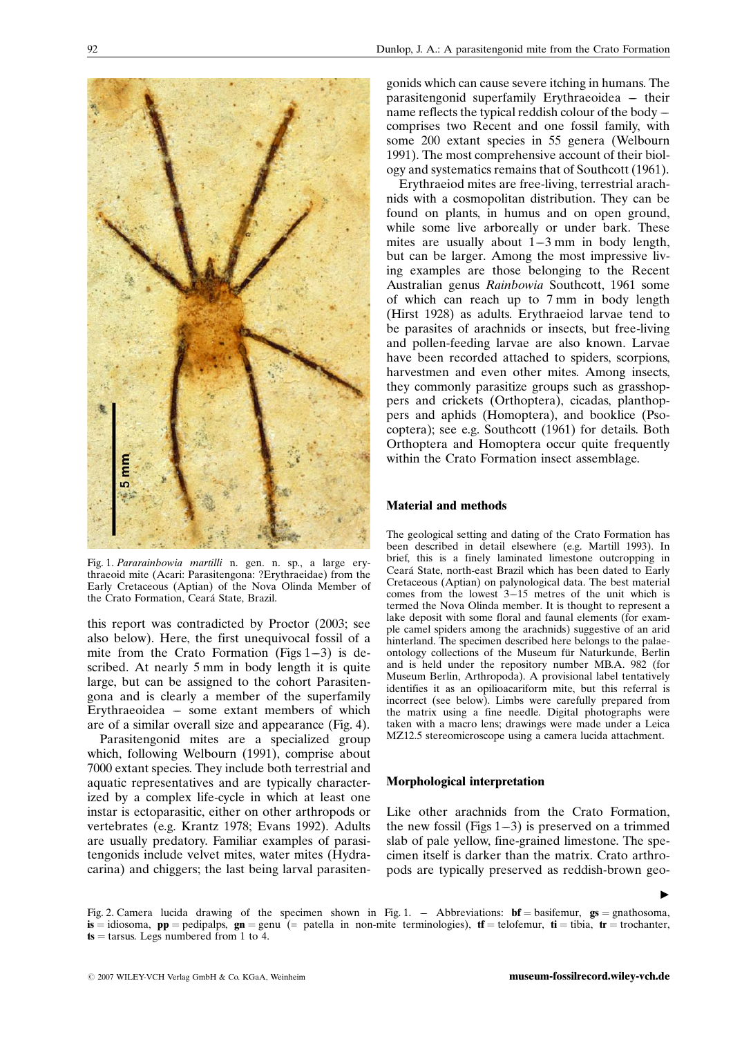Fig. 1. *Pararainbowia martilli* n. gen. n. sp., a large erythraeoid mite (Acari: Parasitengona: ?Erythraeidae) from the Early Cretaceous (Aptian) of the Nova Olinda Member of the Crato Formation, Ceará State, Brazil.

this report was contradicted by Proctor (2003; see also below). Here, the first unequivocal fossil of a mite from the Crato Formation (Figs 1–3) is described. At nearly 5 mm in body length it is quite large, but can be assigned to the cohort Parasitengona and is clearly a member of the superfamily Erythraeoidea – some extant members of which are of a similar overall size and appearance (Fig. 4).

Parasitengonid mites are a specialized group which, following Welbourn (1991), comprise about 7000 extant species. They include both terrestrial and aquatic representatives and are typically characterized by a complex life-cycle in which at least one instar is ectoparasitic, either on other arthropods or vertebrates (e.g. Krantz 1978; Evans 1992). Adults are usually predatory. Familiar examples of parasitengonids include velvet mites, water mites (Hydracarina) and chiggers; the last being larval parasitengonids which can cause severe itching in humans. The parasitengonid superfamily Erythraeoidea – their name reflects the typical reddish colour of the body – comprises two Recent and one fossil family, with some 200 extant species in 55 genera (Welbourn 1991). The most comprehensive account of their biology and systematics remains that of Southcott (1961).

Erythraeiod mites are free-living, terrestrial arachnids with a cosmopolitan distribution. They can be found on plants, in humus and on open ground, while some live arboreally or under bark. These mites are usually about 1–3 mm in body length, but can be larger. Among the most impressive living examples are those belonging to the Recent Australian genus *Rainbowia* Southcott, 1961 some of which can reach up to 7 mm in body length (Hirst 1928) as adults. Erythraeiod larvae tend to be parasites of arachnids or insects, but free-living and pollen-feeding larvae are also known. Larvae have been recorded attached to spiders, scorpions, harvestmen and even other mites. Among insects, they commonly parasitize groups such as grasshoppers and crickets (Orthoptera), cicadas, planthoppers and aphids (Homoptera), and booklice (Psocoptera); see e.g. Southcott (1961) for details. Both Orthoptera and Homoptera occur quite frequently within the Crato Formation insect assemblage.

## Material and methods

The geological setting and dating of the Crato Formation has been described in detail elsewhere (e.g. Martill 1993). In brief, this is a finely laminated limestone outcropping in Ceará State, north-east Brazil which has been dated to Early Cretaceous (Aptian) on palynological data. The best material comes from the lowest 3–15 metres of the unit which is termed the Nova Olinda member. It is thought to represent a lake deposit with some floral and faunal elements (for example camel spiders among the arachnids) suggestive of an arid hinterland. The specimen described here belongs to the palaeontology collections of the Museum für Naturkunde, Berlin and is held under the repository number MB.A. 982 (for Museum Berlin, Arthropoda). A provisional label tentatively identifies it as an opilioacariform mite, but this referral is incorrect (see below). Limbs were carefully prepared from the matrix using a fine needle. Digital photographs were taken with a macro lens; drawings were made under a Leica MZ12.5 stereomicroscope using a camera lucida attachment.

## Morphological interpretation

Like other arachnids from the Crato Formation, the new fossil (Figs 1–3) is preserved on a trimmed slab of pale yellow, fine-grained limestone. The specimen itself is darker than the matrix. Crato arthropods are typically preserved as reddish-brown geo-

Fig. 2. Camera lucida drawing of the specimen shown in Fig. 1. – Abbreviations: **bf** = basifemur, **gs** = gnathosoma, **is** = idiosoma, **pp** = pedipalps, **gn** = genu (= patella in non-mite terminologies), **tf** = telofemur, **ti** = tibia, **tr** = trochanter, **ts** = tarsus. Legs numbered from 1 to 4.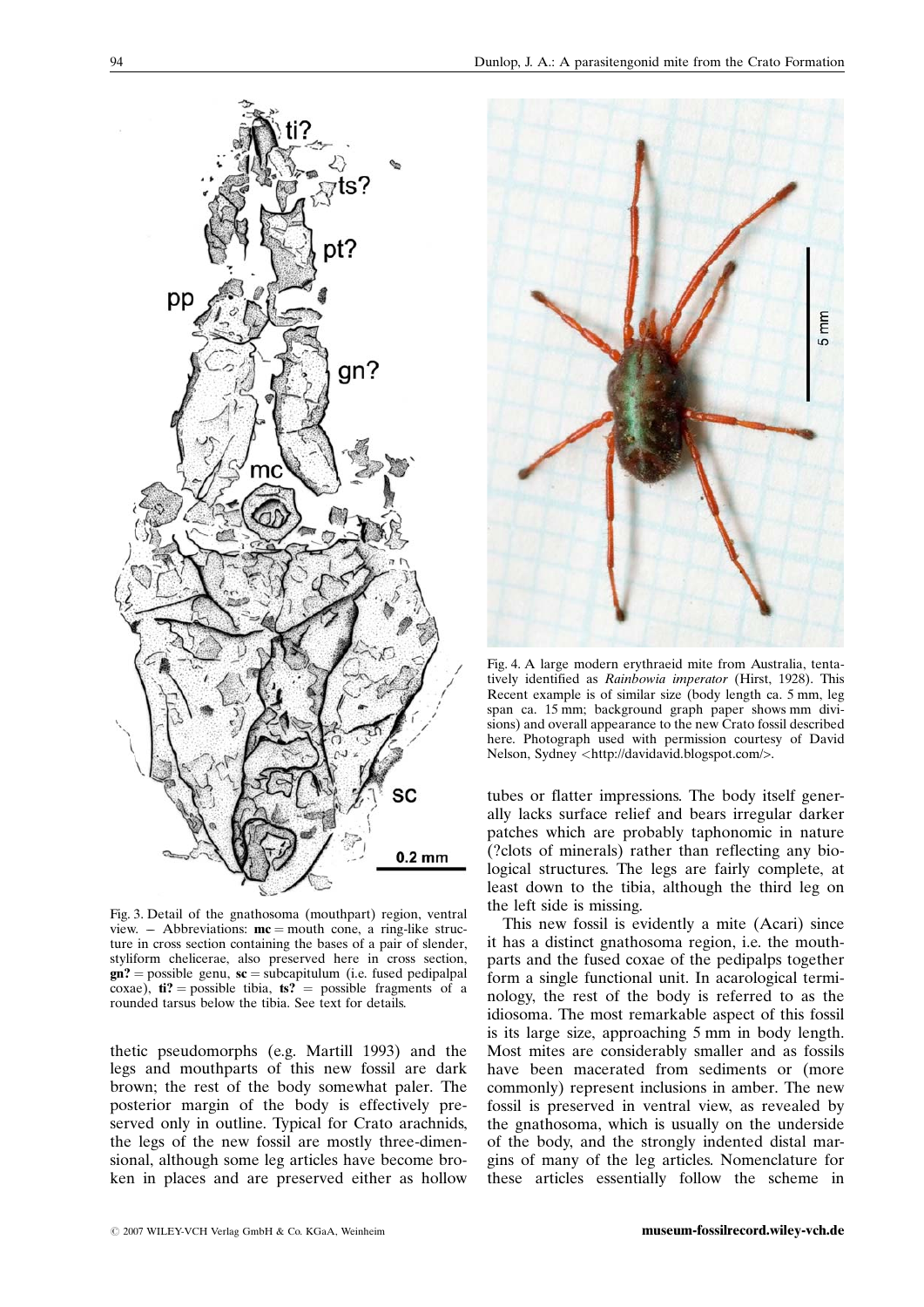Fig. 3. Detail of the gnathosoma (mouthpart) region, ventral view. – Abbreviations: **mc** = mouth cone, a ring-like structure in cross section containing the bases of a pair of slender, styliform chelicerae, also preserved here in cross section, **gn?** = possible genu, **sc** = subcapitulum (i.e. fused pedipalpal coxae), **ti?** = possible tibia, **ts?** = possible fragments of a rounded tarsus below the tibia. See text for details.

Fig. 4. A large modern erythraeid mite from Australia, tentatively identified as *Rainbowia imperator* (Hirst, 1928). This Recent example is of similar size (body length ca. 5 mm, leg span ca. 15 mm; background graph paper shows mm divisions) and overall appearance to the new Crato fossil described here. Photograph used with permission courtesy of David Nelson, Sydney <http://davidavid.blogspot.com/>.

thetic pseudomorphs (e.g. Martill 1993) and the legs and mouthparts of this new fossil are dark brown; the rest of the body somewhat paler. The posterior margin of the body is effectively preserved only in outline. Typical for Crato arachnids, the legs of the new fossil are mostly three-dimensional, although some leg articles have become broken in places and are preserved either as hollow tubes or flatter impressions. The body itself generally lacks surface relief and bears irregular darker patches which are probably taphonomic in nature (?clots of minerals) rather than reflecting any biological structures. The legs are fairly complete, at least down to the tibia, although the third leg on the left side is missing.

This new fossil is evidently a mite (Acari) since it has a distinct gnathosoma region, i.e. the mouthparts and the fused coxae of the pedipalps together form a single functional unit. In acarological terminology, the rest of the body is referred to as the idiosoma. The most remarkable aspect of this fossil is its large size, approaching 5 mm in body length. Most mites are considerably smaller and as fossils have been macerated from sediments or (more commonly) represent inclusions in amber. The new fossil is preserved in ventral view, as revealed by the gnathosoma, which is usually on the underside of the body, and the strongly indented distal margins of many of the leg articles. Nomenclature for these articles essentially follow the scheme in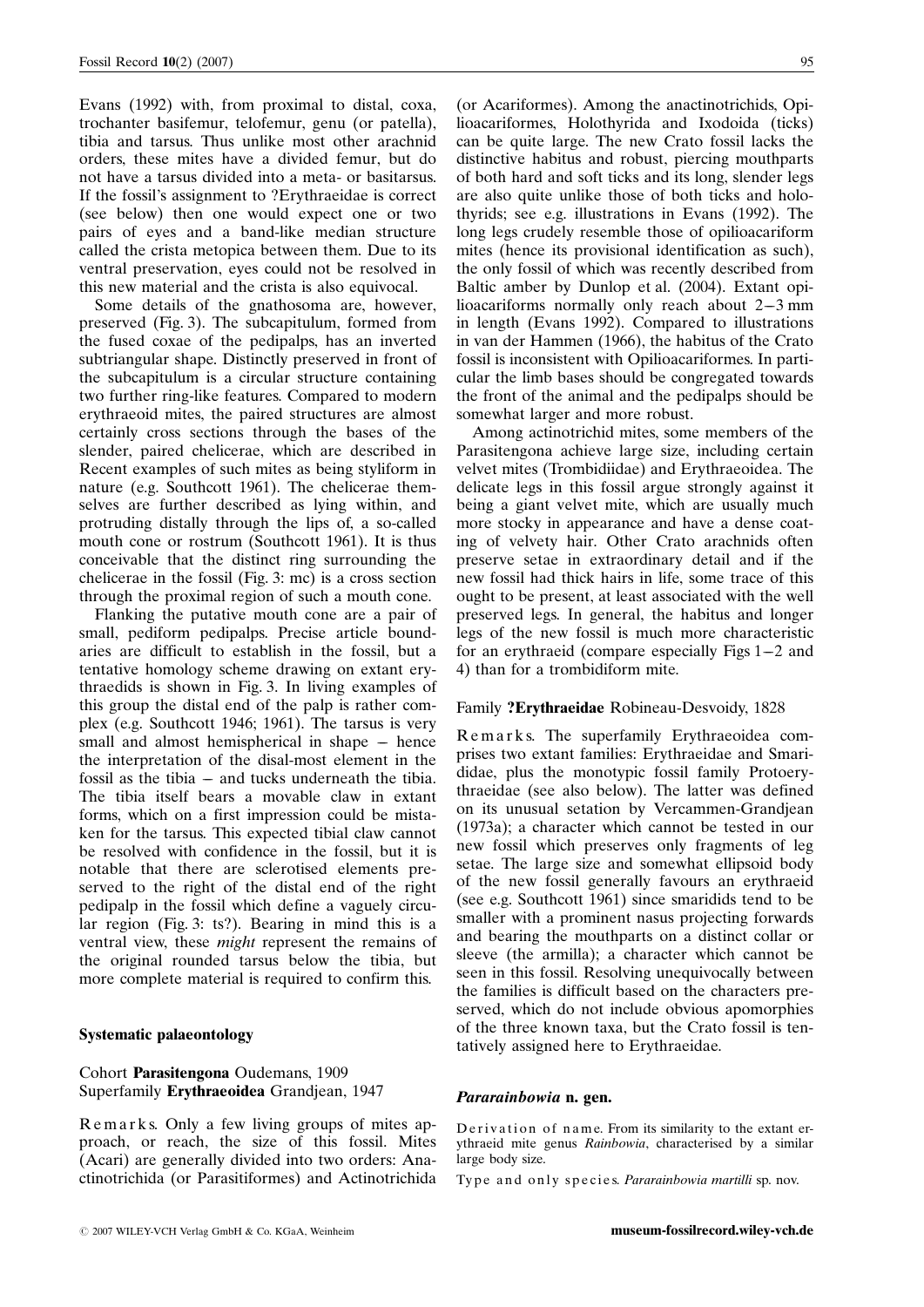Evans (1992) with, from proximal to distal, coxa, trochanter basifemur, telofemur, genu (or patella), tibia and tarsus. Thus unlike most other arachnid orders, these mites have a divided femur, but do not have a tarsus divided into a meta- or basitarsus. If the fossil's assignment to ?Erythraeidae is correct (see below) then one would expect one or two pairs of eyes and a band-like median structure called the crista metopica between them. Due to its ventral preservation, eyes could not be resolved in this new material and the crista is also equivocal.

Some details of the gnathosoma are, however, preserved (Fig. 3). The subcapitulum, formed from the fused coxae of the pedipalps, has an inverted subtriangular shape. Distinctly preserved in front of the subcapitulum is a circular structure containing two further ring-like features. Compared to modern erythraeoid mites, the paired structures are almost certainly cross sections through the bases of the slender, paired chelicerae, which are described in Recent examples of such mites as being styliform in nature (e.g. Southcott 1961). The chelicerae themselves are further described as lying within, and protruding distally through the lips of, a so-called mouth cone or rostrum (Southcott 1961). It is thus conceivable that the distinct ring surrounding the chelicerae in the fossil (Fig. 3: mc) is a cross section through the proximal region of such a mouth cone.

Flanking the putative mouth cone are a pair of small, pediform pedipalps. Precise article boundaries are difficult to establish in the fossil, but a tentative homology scheme drawing on extant erythraeids is shown in Fig. 3. In living examples of this group the distal end of the palp is rather complex (e.g. Southcott 1946; 1961). The tarsus is very small and almost hemispherical in shape – hence the interpretation of the disal-most element in the fossil as the tibia – and tucks underneath the tibia. The tibia itself bears a movable claw in extant forms, which on a first impression could be mistaken for the tarsus. This expected tibial claw cannot be resolved with confidence in the fossil, but it is notable that there are sclerotised elements preserved to the right of the distal end of the right pedipalp in the fossil which define a vaguely circular region (Fig. 3: ts?). Bearing in mind this is a ventral view, these *might* represent the remains of the original rounded tarsus below the tibia, but more complete material is required to confirm this.

## Systematic palaeontology

Cohort **Parasitengona** Oudemans, 1909
Superfamily **Erythraeoidea** Grandjean, 1947

Remarks. Only a few living groups of mites approach, or reach, the size of this fossil. Mites (Acari) are generally divided into two orders: Anactinotrichida (or Parasitiformes) and Actinotrichida (or Acariformes). Among the anactinotrichids, Opilioacariformes, Holothyrida and Ixodoida (ticks) can be quite large. The new Crato fossil lacks the distinctive habitus and robust, piercing mouthparts of both hard and soft ticks and its long, slender legs are also quite unlike those of both ticks and holothyrids; see e.g. illustrations in Evans (1992). The long legs crudely resemble those of opilioacariform mites (hence its provisional identification as such), the only fossil of which was recently described from Baltic amber by Dunlop et al. (2004). Extant opilioacariforms normally only reach about 2–3 mm in length (Evans 1992). Compared to illustrations in van der Hammen (1966), the habitus of the Crato fossil is inconsistent with Opilioacariformes. In particular the limb bases should be congregated towards the front of the animal and the pedipalps should be somewhat larger and more robust.

Among actinotrichid mites, some members of the Parasitengona achieve large size, including certain velvet mites (Trombidiidae) and Erythraeoidea. The delicate legs in this fossil argue strongly against it being a giant velvet mite, which are usually much more stocky in appearance and have a dense coating of velvety hair. Other Crato arachnids often preserve setae in extraordinary detail and if the new fossil had thick hairs in life, some trace of this ought to be present, at least associated with the well preserved legs. In general, the habitus and longer legs of the new fossil is much more characteristic for an erythraeid (compare especially Figs 1–2 and 4) than for a trombidiform mite.

Family **?Erythraeidae** Robineau-Desvoidy, 1828

Remarks. The superfamily Erythraeoidea comprises two extant families: Erythraeidae and Smarididae, plus the monotypic fossil family Protoerythraeidae (see also below). The latter was defined on its unusual setation by Vercammen-Grandjean (1973a); a character which cannot be tested in our new fossil which preserves only fragments of leg setae. The large size and somewhat ellipsoid body of the new fossil generally favours an erythraeid (see e.g. Southcott 1961) since smaridids tend to be smaller with a prominent nasus projecting forwards and bearing the mouthparts on a distinct collar or sleeve (the armilla); a character which cannot be seen in this fossil. Resolving unequivocally between the families is difficult based on the characters preserved, which do not include obvious apomorphies of the three known taxa, but the Crato fossil is tentatively assigned here to Erythraeidae.

### *Pararainbowia* n. gen.

Derivation of name. From its similarity to the extant erythraeid mite genus *Rainbowia*, characterised by a similar large body size.

Type and only species. *Pararainbowia martilli* sp. nov.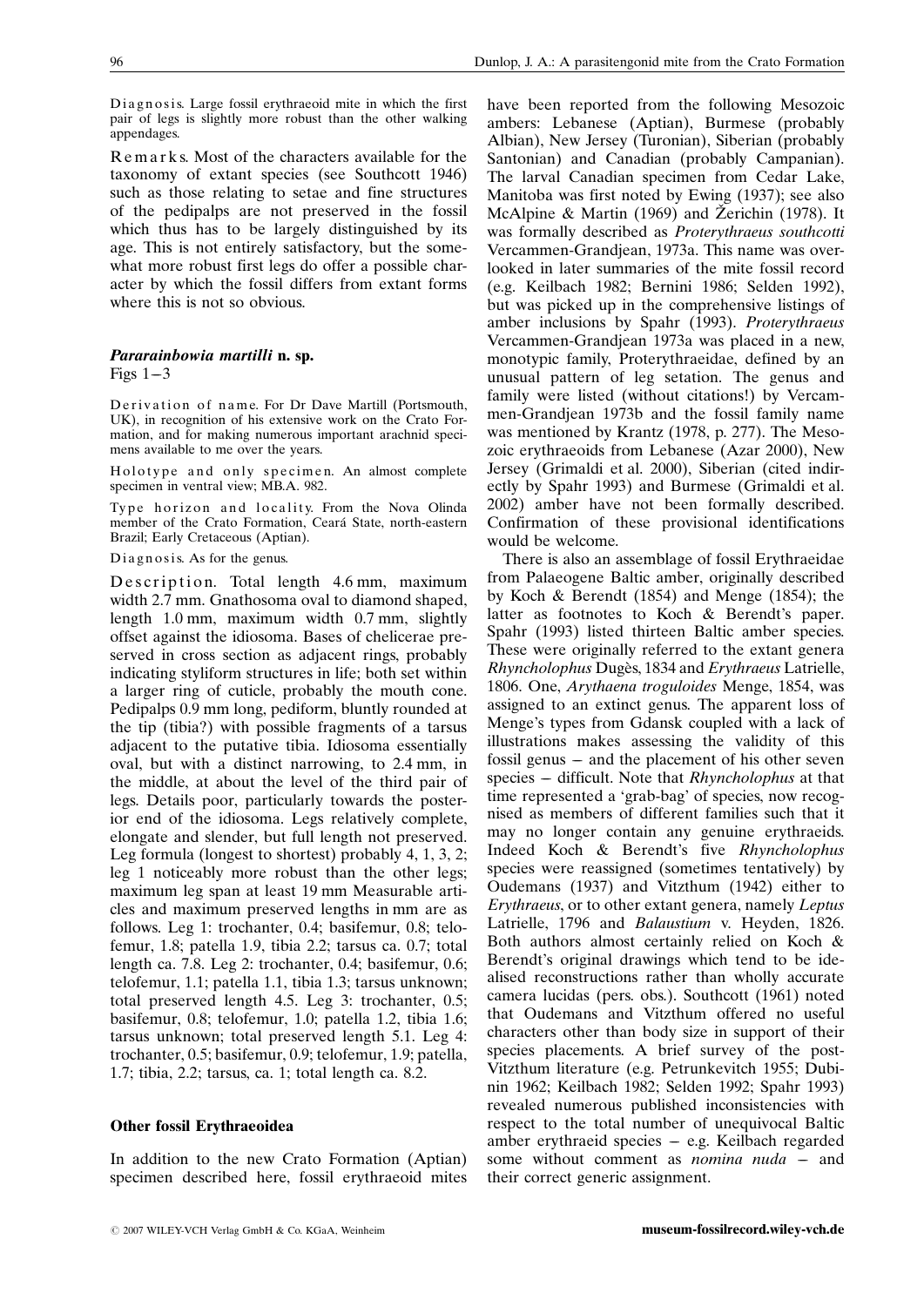Diagnosis. Large fossil erythraeoid mite in which the first pair of legs is slightly more robust than the other walking appendages.

Remarks. Most of the characters available for the taxonomy of extant species (see Southcott 1946) such as those relating to setae and fine structures of the pedipalps are not preserved in the fossil which thus has to be largely distinguished by its age. This is not entirely satisfactory, but the somewhat more robust first legs do offer a possible character by which the fossil differs from extant forms where this is not so obvious.

### *Pararainbowia martilli* n. sp.

Figs 1–3

Derivation of name. For Dr Dave Martill (Portsmouth, UK), in recognition of his extensive work on the Crato Formation, and for making numerous important arachnid specimens available to me over the years.

Holotype and only specimen. An almost complete specimen in ventral view; MB.A. 982.

Type horizon and locality. From the Nova Olinda member of the Crato Formation, Ceará State, north-eastern Brazil; Early Cretaceous (Aptian).

Diagnosis. As for the genus.

Description. Total length 4.6 mm, maximum width 2.7 mm. Gnathosoma oval to diamond shaped, length 1.0 mm, maximum width 0.7 mm, slightly offset against the idiosoma. Bases of chelicerae preserved in cross section as adjacent rings, probably indicating styliform structures in life; both set within a larger ring of cuticle, probably the mouth cone. Pedipalps 0.9 mm long, pediform, bluntly rounded at the tip (tibia?) with possible fragments of a tarsus adjacent to the putative tibia. Idiosoma essentially oval, but with a distinct narrowing, to 2.4 mm, in the middle, at about the level of the third pair of legs. Details poor, particularly towards the posterior end of the idiosoma. Legs relatively complete, elongate and slender, but full length not preserved. Leg formula (longest to shortest) probably 4, 1, 3, 2; leg 1 noticeably more robust than the other legs; maximum leg span at least 19 mm Measurable articles and maximum preserved lengths in mm are as follows. Leg 1: trochanter, 0.4; basifemur, 0.8; telofemur, 1.8; patella 1.9, tibia 2.2; tarsus ca. 0.7; total length ca. 7.8. Leg 2: trochanter, 0.4; basifemur, 0.6; telofemur, 1.1; patella 1.1, tibia 1.3; tarsus unknown; total preserved length 4.5. Leg 3: trochanter, 0.5; basifemur, 0.8; telofemur, 1.0; patella 1.2, tibia 1.6; tarsus unknown; total preserved length 5.1. Leg 4: trochanter, 0.5; basifemur, 0.9; telofemur, 1.9; patella, 1.7; tibia, 2.2; tarsus, ca. 1; total length ca. 8.2.

## Other fossil Erythraeoidea

In addition to the new Crato Formation (Aptian) specimen described here, fossil erythraeoid mites have been reported from the following Mesozoic ambers: Lebanese (Aptian), Burmese (probably Albian), New Jersey (Turonian), Siberian (probably Santonian) and Canadian (probably Campanian). The larval Canadian specimen from Cedar Lake, Manitoba was first noted by Ewing (1937); see also McAlpine & Martin (1969) and Žerichin (1978). It was formally described as *Proterythraeus southcotti* Vercammen-Grandjean, 1973a. This name was overlooked in later summaries of the mite fossil record (e.g. Keilbach 1982; Bernini 1986; Selden 1992), but was picked up in the comprehensive listings of amber inclusions by Spahr (1993). *Proterythraeus* Vercammen-Grandjean 1973a was placed in a new, monotypic family, Proterythraeidae, defined by an unusual pattern of leg setation. The genus and family were listed (without citations!) by Vercammen-Grandjean 1973b and the fossil family name was mentioned by Krantz (1978, p. 277). The Mesozoic erythraeoids from Lebanese (Azar 2000), New Jersey (Grimaldi et al. 2000), Siberian (cited indirectly by Spahr 1993) and Burmese (Grimaldi et al. 2002) amber have not been formally described. Confirmation of these provisional identifications would be welcome.

There is also an assemblage of fossil Erythraeidae from Palaeogene Baltic amber, originally described by Koch & Berendt (1854) and Menge (1854); the latter as footnotes to Koch & Berendt's paper. Spahr (1993) listed thirteen Baltic amber species. These were originally referred to the extant genera *Rhyncholophus* Dugès, 1834 and *Erythraeus* Latrielle, 1806. One, *Arythaena troguloides* Menge, 1854, was assigned to an extinct genus. The apparent loss of Menge's types from Gdansk coupled with a lack of illustrations makes assessing the validity of this fossil genus – and the placement of his other seven species – difficult. Note that *Rhyncholophus* at that time represented a 'grab-bag' of species, now recognised as members of different families such that it may no longer contain any genuine erythraeids. Indeed Koch & Berendt's five *Rhyncholophus* species were reassigned (sometimes tentatively) by Oudemans (1937) and Vitzthum (1942) either to *Erythraeus*, or to other extant genera, namely *Leptus* Latrielle, 1796 and *Balaustium* v. Heyden, 1826. Both authors almost certainly relied on Koch & Berendt's original drawings which tend to be idealised reconstructions rather than wholly accurate camera lucidas (pers. obs.). Southcott (1961) noted that Oudemans and Vitzthum offered no useful characters other than body size in support of their species placements. A brief survey of the post-Vitzthum literature (e.g. Petrunkevitch 1955; Dubinin 1962; Keilbach 1982; Selden 1992; Spahr 1993) revealed numerous published inconsistencies with respect to the total number of unequivocal Baltic amber erythraeid species – e.g. Keilbach regarded some without comment as *nomina nuda* – and their correct generic assignment.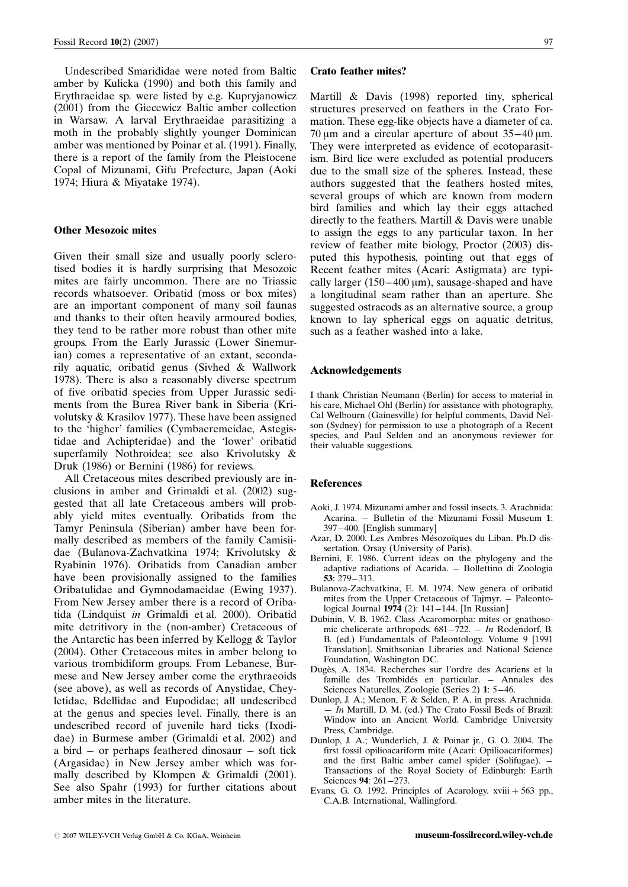Undescribed Smarididae were noted from Baltic amber by Kulicka (1990) and both this family and Erythraeidae sp. were listed by e.g. Kupryjanowicz (2001) from the Giecewicz Baltic amber collection in Warsaw. A larval Erythraeidae parasitizing a moth in the probably slightly younger Dominican amber was mentioned by Poinar et al. (1991). Finally, there is a report of the family from the Pleistocene Copal of Mizunami, Gifu Prefecture, Japan (Aoki 1974; Hiura & Miyatake 1974).

## Other Mesozoic mites

Given their small size and usually poorly sclerotised bodies it is hardly surprising that Mesozoic mites are fairly uncommon. There are no Triassic records whatsoever. Oribatid (moss or box mites) are an important component of many soil faunas and thanks to their often heavily armoured bodies, they tend to be rather more robust than other mite groups. From the Early Jurassic (Lower Sinemurian) comes a representative of an extant, secondarily aquatic, oribatid genus (Sivhed & Wallwork 1978). There is also a reasonably diverse spectrum of five oribatid species from Upper Jurassic sediments from the Burea River bank in Siberia (Krivolutsky & Krasilov 1977). These have been assigned to the 'higher' families (Cymbaeremeidae, Astegistidae and Achipteridae) and the 'lower' oribatid superfamily Nothroidea; see also Krivolutsky & Druk (1986) or Bernini (1986) for reviews.

All Cretaceous mites described previously are inclusions in amber and Grimaldi et al. (2002) suggested that all late Cretaceous ambers will probably yield mites eventually. Oribatids from the Tamyr Peninsula (Siberian) amber have been formally described as members of the family Camisiidae (Bulanova-Zachvatkina 1974; Krivolutsky & Ryabinin 1976). Oribatids from Canadian amber have been provisionally assigned to the families Oribatulidae and Gymnodamaeidae (Ewing 1937). From New Jersey amber there is a record of Oribatida (Lindquist *in* Grimaldi et al. 2000). Oribatid mite detritivory in the (non-amber) Cretaceous of the Antarctic has been inferred by Kellogg & Taylor (2004). Other Cretaceous mites in amber belong to various trombidiform groups. From Lebanese, Burmese and New Jersey amber come the erythraeoids (see above), as well as records of Anystidae, Cheyletidae, Bdellidae and Eupodidae; all undescribed at the genus and species level. Finally, there is an undescribed record of juvenile hard ticks (Ixodidae) in Burmese amber (Grimaldi et al. 2002) and a bird – or perhaps feathered dinosaur – soft tick (Argasidae) in New Jersey amber which was formally described by Klompen & Grimaldi (2001). See also Spahr (1993) for further citations about amber mites in the literature.

## Crato feather mites?

Martill & Davis (1998) reported tiny, spherical structures preserved on feathers in the Crato Formation. These egg-like objects have a diameter of ca. 70 μm and a circular aperture of about 35–40 μm. They were interpreted as evidence of ecotoparasitism. Bird lice were excluded as potential producers due to the small size of the spheres. Instead, these authors suggested that the feathers hosted mites, several groups of which are known from modern bird families and which lay their eggs attached directly to the feathers. Martill & Davis were unable to assign the eggs to any particular taxon. In her review of feather mite biology, Proctor (2003) disputed this hypothesis, pointing out that eggs of Recent feather mites (Acari: Astigmata) are typically larger (150–400 μm), sausage-shaped and have a longitudinal seam rather than an aperture. She suggested ostracods as an alternative source, a group known to lay spherical eggs on aquatic detritus, such as a feather washed into a lake.

## Acknowledgements

I thank Christian Neumann (Berlin) for access to material in his care, Michael Ohl (Berlin) for assistance with photography, Cal Welbourn (Gainesville) for helpful comments, David Nelson (Sydney) for permission to use a photograph of a Recent species, and Paul Selden and an anonymous reviewer for their valuable suggestions.

## References

- Aoki, J. 1974. Mizunami amber and fossil insects. 3. Arachnida: Acarina. – Bulletin of the Mizunami Fossil Museum **1**: 397–400. [English summary]
- Azar, D. 2000. Les Ambres Mésozoïques du Liban. Ph.D dissertation. Orsay (University of Paris).
- Bernini, F. 1986. Current ideas on the phylogeny and the adaptive radiations of Acarida. – Bollettino di Zoologia **53**: 279–313.
- Bulanova-Zachvatkina, E. M. 1974. New genera of oribatid mites from the Upper Cretaceous of Tajmyr. – Paleontological Journal **1974** (2): 141–144. [In Russian]
- Dubinin, V. B. 1962. Class Acaromorpha: mites or gnathosomic chelicerate arthropods. 681–722. – *In* Rodendorf, B. B. (ed.) Fundamentals of Paleontology. Volume 9 [1991 Translation]. Smithsonian Libraries and National Science Foundation, Washington DC.
- Dugès, A. 1834. Recherches sur l'ordre des Acariens et la famille des Trombidés en particular. – Annales des Sciences Naturelles, Zoologie (Series 2) **1**: 5–46.
- Dunlop, J. A.; Menon, F. & Selden, P. A. in press. Arachnida. — *In* Martill, D. M. (ed.) The Crato Fossil Beds of Brazil: Window into an Ancient World. Cambridge University Press, Cambridge.
- Dunlop, J. A.; Wunderlich, J. & Poinar jr., G. O. 2004. The first fossil opilioacariform mite (Acari: Opilioacariformes) and the first Baltic amber camel spider (Solifugae). – Transactions of the Royal Society of Edinburgh: Earth Sciences **94**: 261–273.
- Evans, G. O. 1992. Principles of Acarology. xviii + 563 pp., C.A.B. International, Wallingford.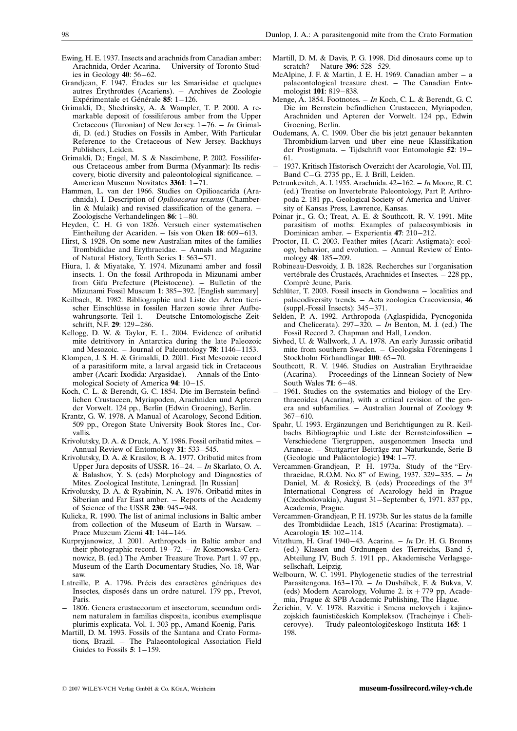Ewing, H. E. 1937. Insects and arachnids from Canadian amber: Arachnida, Order Acarina. – University of Toronto Studies in Geology **40**: 56–62.

Grandjean, F. 1947. Études sur les Smarisidae et quelques autres Érythroïdes (Acariens). – Archives de Zoologie Expérimentale et Générale **85**: 1–126.

Grimaldi, D.; Shedrinsky, A. & Wampler, T. P. 2000. A remarkable deposit of fossiliferous amber from the Upper Cretaceous (Turonian) of New Jersey. 1–76. – *In* Grimaldi, D. (ed.) Studies on Fossils in Amber, With Particular Reference to the Cretaceous of New Jersey. Backhuys Publishers, Leiden.

Grimaldi, D.; Engel, M. S. & Nascimbene, P. 2002. Fossiliferous Cretaceous amber from Burma (Myanmar): Its rediscovery, biotic diversity and paleontological significance. – American Museum Novitates **3361**: 1–71.

Hammen, L. van der 1966. Studies on Opilioacarida (Arachnida). I. Description of *Opilioacarus texanus* (Chamberlin & Mulaik) and revised classification of the genera. – Zoologische Verhandelingen **86**: 1–80.

Heyden, C. H. G von 1826. Versuch einer systematischen Eintheilung der Acariden. – Isis von Oken **18**: 609–613.

Hirst, S. 1928. On some new Australian mites of the families Trombidiidae and Erythraeidae. – Annals and Magazine of Natural History, Tenth Series **1**: 563–571.

Hiura, I. & Miyatake, Y. 1974. Mizunami amber and fossil insects. 1. On the fossil Arthropoda in Mizunami amber from Gifu Prefecture (Pleistocene). – Bulletin of the Mizunami Fossil Museum **1**: 385–392. [English summary]

Keilbach, R. 1982. Bibliographie und Liste der Arten tierischer Einschlüsse in fossilen Harzen sowie ihrer Aufbewahrungsorte. Teil 1. – Deutsche Entomologische Zeitschrift, N.F. **29**: 129–286.

Kellogg, D. W. & Taylor, E. L. 2004. Evidence of oribatid mite detritivory in Antarctica during the late Paleozoic and Mesozoic. – Journal of Paleontology **78**: 1146–1153.

Klompen, J. S. H. & Grimaldi, D. 2001. First Mesozoic record of a parasitiform mite, a larval argasid tick in Cretaceous amber (Acari: Ixodida: Argasidae). – Annals of the Entomological Society of America **94**: 10–15.

Koch, C. L. & Berendt, G. C. 1854. Die im Bernstein befindlichen Crustaceen, Myriapoden, Arachniden und Apteren der Vorwelt. 124 pp., Berlin (Edwin Groening), Berlin.

Krantz, G. W. 1978. A Manual of Acarology, Second Edition. 509 pp., Oregon State University Book Stores Inc., Corvallis.

Krivolutsky, D. A. & Druck, A. Y. 1986. Fossil oribatid mites. – Annual Review of Entomology **31**: 533–545.

Krivolutsky, D. A. & Krasilov, B. A. 1977. Oribatid mites from Upper Jura deposits of USSR. 16–24. – *In* Skarlato, O. A. & Balashov, Y. S. (eds) Morphology and Diagnostics of Mites. Zoological Institute, Leningrad. [In Russian]

Krivolutsky, D. A. & Ryabinin, N. A. 1976. Oribatid mites in Siberian and Far East amber. – Reports of the Academy of Science of the USSR **230**: 945–948.

Kulicka, R. 1990. The list of animal inclusions in Baltic amber from collection of the Museum of Earth in Warsaw. – Prace Muzeum Ziemi **41**: 144–146.

Kurpryjanowicz, J. 2001. Arthropods in Baltic amber and their photographic record. 19–72. – *In* Kosmowska-Ceranowicz, B. (ed.) The Amber Treasure Trove. Part 1. 97 pp., Museum of the Earth Documentary Studies, No. 18, Warsaw.

Latreille, P. A. 1796. Précis des caractères génériques des Insectes, disposés dans un ordre naturel. 179 pp., Prevot, Paris.

– 1806. Genera crustaceorum et insectorum, secundum ordinem naturalem in familias disposita, iconibus exemplisque plurimis explicata. Vol. 1. 303 pp., Amand Koenig, Paris.

Martill, D. M. 1993. Fossils of the Santana and Crato Formations, Brazil. – The Palaeontological Association Field Guides to Fossils **5**: 1–159.

Martill, D. M. & Davis, P. G. 1998. Did dinosaurs come up to scratch? – Nature **396**: 528–529.

McAlpine, J. F. & Martin, J. E. H. 1969. Canadian amber – a palaeontological treasure chest. – The Canadian Entomologist **101**: 819–838.

Menge, A. 1854. Footnotes. – *In* Koch, C. L. & Berendt, G. C. Die im Bernstein befindlichen Crustaceen, Myriapoden, Arachniden und Apteren der Vorwelt. 124 pp., Edwin Groening, Berlin.

Oudemans, A. C. 1909. Über die bis jetzt genauer bekannten Thrombidium-larven und über eine neue Klassifikation der Prostigmata. – Tijdschrift voor Entomologie **52**: 19–61.

– 1937. Kritisch Historisch Overzicht der Acarologie, Vol. III, Band C–G. 2735 pp., E. J. Brill, Leiden.

Petrunkevitch, A. I. 1955. Arachnida. 42–162. – *In* Moore, R. C. (ed.) Treatise on Invertebrate Paleontology, Part P, Arthropoda 2. 181 pp., Geological Society of America and University of Kansas Press, Lawrence, Kansas.

Poinar jr., G. O.; Treat, A. E. & Southcott, R. V. 1991. Mite parasitism of moths: Examples of palaeosymbiosis in Dominican amber. – Experientia **47**: 210–212.

Proctor, H. C. 2003. Feather mites (Acari: Astigmata): ecology, behavior, and evolution. – Annual Review of Entomology **48**: 185–209.

Robineau-Desvoidy, J. B. 1828. Recherches sur l'organisation vertébrale des Crustacés, Arachnides et Insectes. – 228 pp., Compré Jeune, Paris.

Schlüter, T. 2003. Fossil insects in Gondwana – localities and palaeodiversity trends. – Acta zoologica Cracoviensia, **46** (suppl.-Fossil Insects): 345–371.

Selden, P. A. 1992. Arthropoda (Aglaspidida, Pycnogonida and Chelicerata). 297–320. – *In* Benton, M. J. (ed.) The Fossil Record 2. Chapman and Hall, London.

Sivhed, U. & Wallwork, J. A. 1978. An early Jurassic oribatid mite from southern Sweden. – Geologiska Föreningens I Stockholm Förhandlingar **100**: 65–70.

Southcott, R. V. 1946. Studies on Australian Erythraeidae (Acarina). – Proceedings of the Linnean Society of New South Wales **71**: 6–48.

– 1961. Studies on the systematics and biology of the Erythraeoidea (Acarina), with a critical revision of the genera and subfamilies. – Australian Journal of Zoology **9**: 367–610.

Spahr, U. 1993. Ergänzungen und Berichtigungen zu R. Keilbachs Bibliographie und Liste der Bernsteinfossilien – Verschiedene Tiergruppen, ausgenommen Insecta und Araneae. – Stuttgarter Beiträge zur Naturkunde, Serie B (Geologie und Paläontologie) **194**: 1–77.

Vercammen-Grandjean, P. H. 1973a. Study of the "Erythraeidae, R.O.M. No. 8" of Ewing, 1937. 329–335. – *In* Daniel, M. & Rosický, B. (eds) Proceedings of the 3rd International Congress of Acarology held in Prague (Czechoslovakia), August 31–September 6, 1971. 837 pp., Academia, Prague.

Vercammen-Grandjean, P. H. 1973b. Sur les status de la famille des Trombidiidae Leach, 1815 (Acarina: Prostigmata). – Acarologia **15**: 102–114.

Vitzthum, H. Graf 1940–43. Acarina. – *In* Dr. H. G. Bronns (ed.) Klassen und Ordnungen des Tierreichs, Band 5, Abteilung IV, Buch 5. 1911 pp., Akademische Verlagsgesellschaft, Leipzig.

Welbourn, W. C. 1991. Phylogenetic studies of the terrestrial Parasitengona. 163–170. – *In* Dusbábek, F. & Bukva, V. (eds) Modern Acarology, Volume 2. ix + 779 pp, Academia, Prague & SPB Academic Publishing, The Hague.

Žerichin, V. V. 1978. Razvitie i Smena melovych i kajinozojskich faunističeskich Kompleksov. (Trachejnye i Chelicerovye). – Trudy paleontologičeskogo Instituta **165**: 1–198.